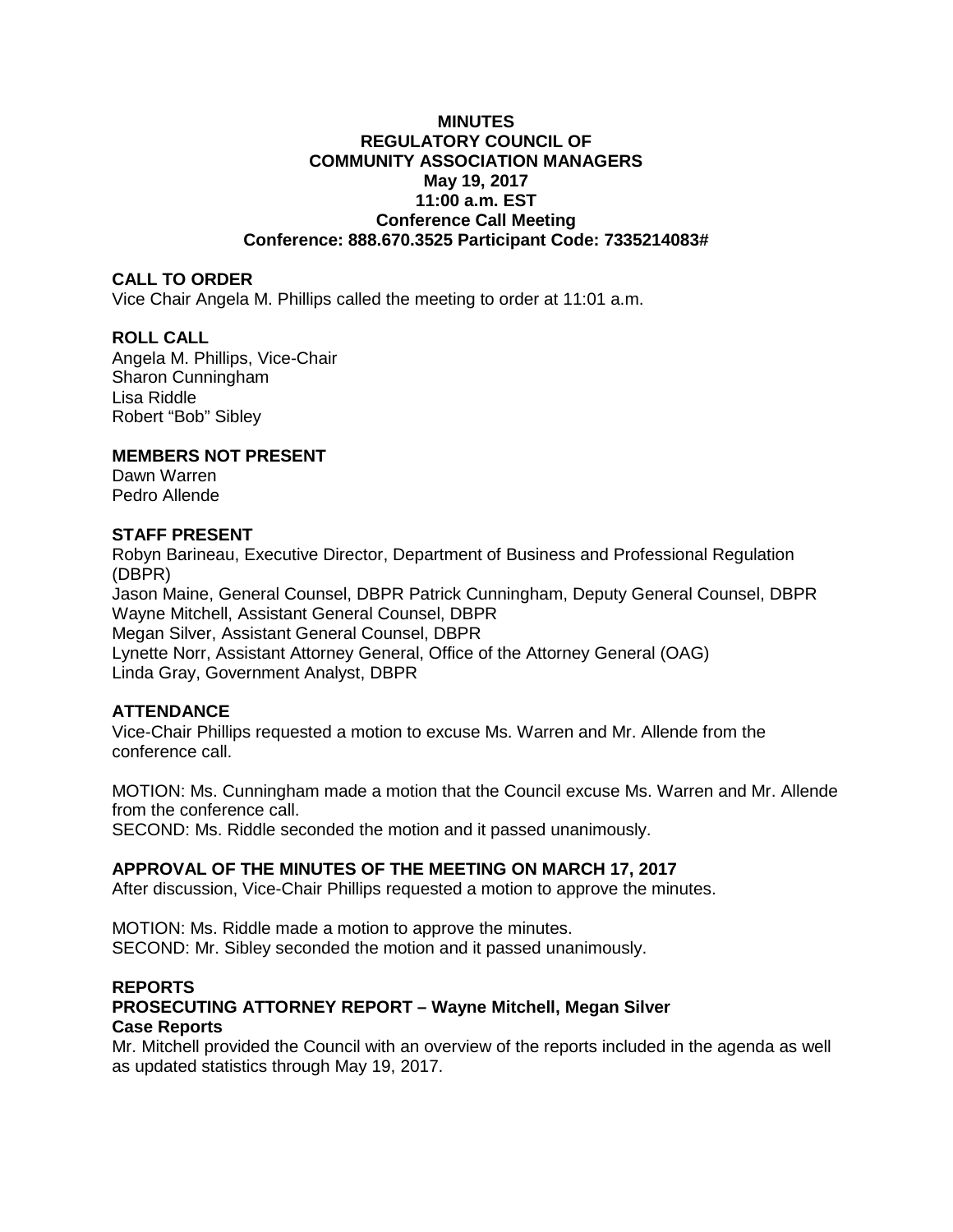# MINUTES
# REGULATORY COUNCIL OF COMMUNITY ASSOCIATION MANAGERS
## May 19, 2017
## 11:00 a.m. EST
## Conference Call Meeting
## Conference: 888.670.3525 Participant Code: 7335214083#

**CALL TO ORDER**

Vice Chair Angela M. Phillips called the meeting to order at 11:01 a.m.

**ROLL CALL**

Angela M. Phillips, Vice-Chair
Sharon Cunningham
Lisa Riddle
Robert "Bob" Sibley

**MEMBERS NOT PRESENT**

Dawn Warren
Pedro Allende

**STAFF PRESENT**

Robyn Barineau, Executive Director, Department of Business and Professional Regulation (DBPR)
Jason Maine, General Counsel, DBPR Patrick Cunningham, Deputy General Counsel, DBPR
Wayne Mitchell, Assistant General Counsel, DBPR
Megan Silver, Assistant General Counsel, DBPR
Lynette Norr, Assistant Attorney General, Office of the Attorney General (OAG)
Linda Gray, Government Analyst, DBPR

**ATTENDANCE**

Vice-Chair Phillips requested a motion to excuse Ms. Warren and Mr. Allende from the conference call.

MOTION: Ms. Cunningham made a motion that the Council excuse Ms. Warren and Mr. Allende from the conference call.
SECOND: Ms. Riddle seconded the motion and it passed unanimously.

**APPROVAL OF THE MINUTES OF THE MEETING ON MARCH 17, 2017**

After discussion, Vice-Chair Phillips requested a motion to approve the minutes.

MOTION: Ms. Riddle made a motion to approve the minutes.
SECOND: Mr. Sibley seconded the motion and it passed unanimously.

**REPORTS**

**PROSECUTING ATTORNEY REPORT – Wayne Mitchell, Megan Silver**

**Case Reports**

Mr. Mitchell provided the Council with an overview of the reports included in the agenda as well as updated statistics through May 19, 2017.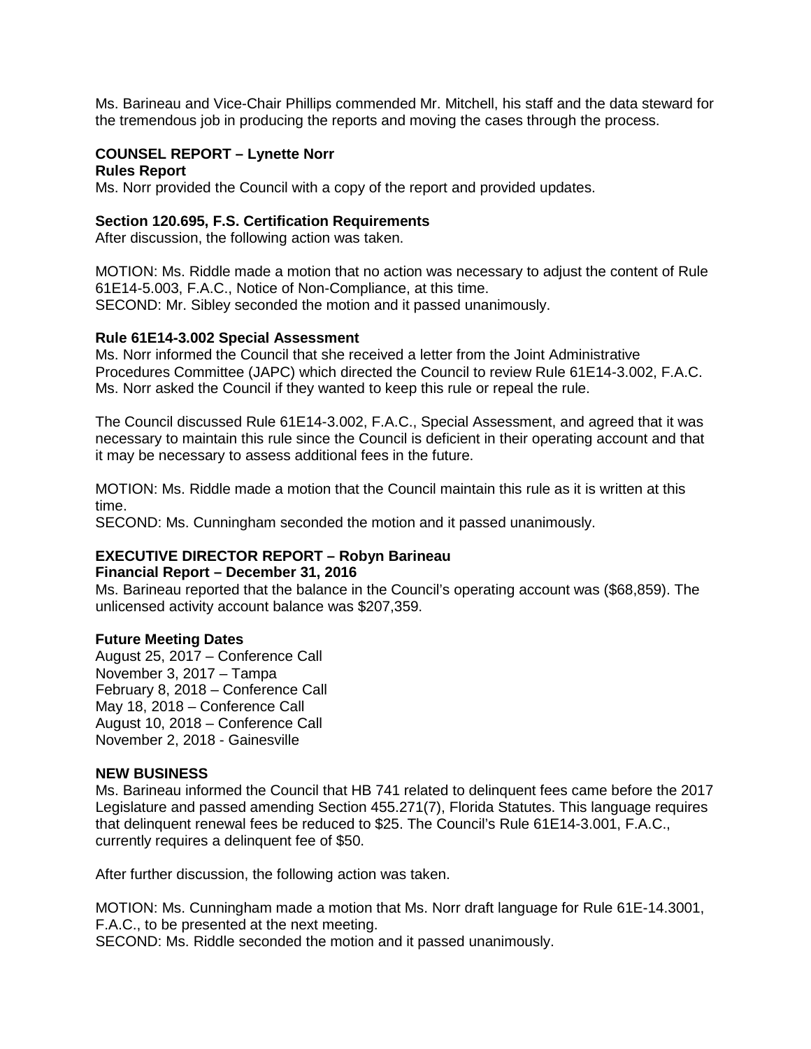Ms. Barineau and Vice-Chair Phillips commended Mr. Mitchell, his staff and the data steward for the tremendous job in producing the reports and moving the cases through the process.

**COUNSEL REPORT – Lynette Norr**
**Rules Report**
Ms. Norr provided the Council with a copy of the report and provided updates.

**Section 120.695, F.S. Certification Requirements**
After discussion, the following action was taken.

MOTION: Ms. Riddle made a motion that no action was necessary to adjust the content of Rule 61E14-5.003, F.A.C., Notice of Non-Compliance, at this time.
SECOND: Mr. Sibley seconded the motion and it passed unanimously.

**Rule 61E14-3.002 Special Assessment**
Ms. Norr informed the Council that she received a letter from the Joint Administrative Procedures Committee (JAPC) which directed the Council to review Rule 61E14-3.002, F.A.C. Ms. Norr asked the Council if they wanted to keep this rule or repeal the rule.

The Council discussed Rule 61E14-3.002, F.A.C., Special Assessment, and agreed that it was necessary to maintain this rule since the Council is deficient in their operating account and that it may be necessary to assess additional fees in the future.

MOTION: Ms. Riddle made a motion that the Council maintain this rule as it is written at this time.
SECOND: Ms. Cunningham seconded the motion and it passed unanimously.

**EXECUTIVE DIRECTOR REPORT – Robyn Barineau**
**Financial Report – December 31, 2016**
Ms. Barineau reported that the balance in the Council's operating account was ($68,859). The unlicensed activity account balance was $207,359.

**Future Meeting Dates**
August 25, 2017 – Conference Call
November 3, 2017 – Tampa
February 8, 2018 – Conference Call
May 18, 2018 – Conference Call
August 10, 2018 – Conference Call
November 2, 2018 - Gainesville

**NEW BUSINESS**
Ms. Barineau informed the Council that HB 741 related to delinquent fees came before the 2017 Legislature and passed amending Section 455.271(7), Florida Statutes. This language requires that delinquent renewal fees be reduced to $25. The Council's Rule 61E14-3.001, F.A.C., currently requires a delinquent fee of $50.

After further discussion, the following action was taken.

MOTION: Ms. Cunningham made a motion that Ms. Norr draft language for Rule 61E-14.3001, F.A.C., to be presented at the next meeting.
SECOND: Ms. Riddle seconded the motion and it passed unanimously.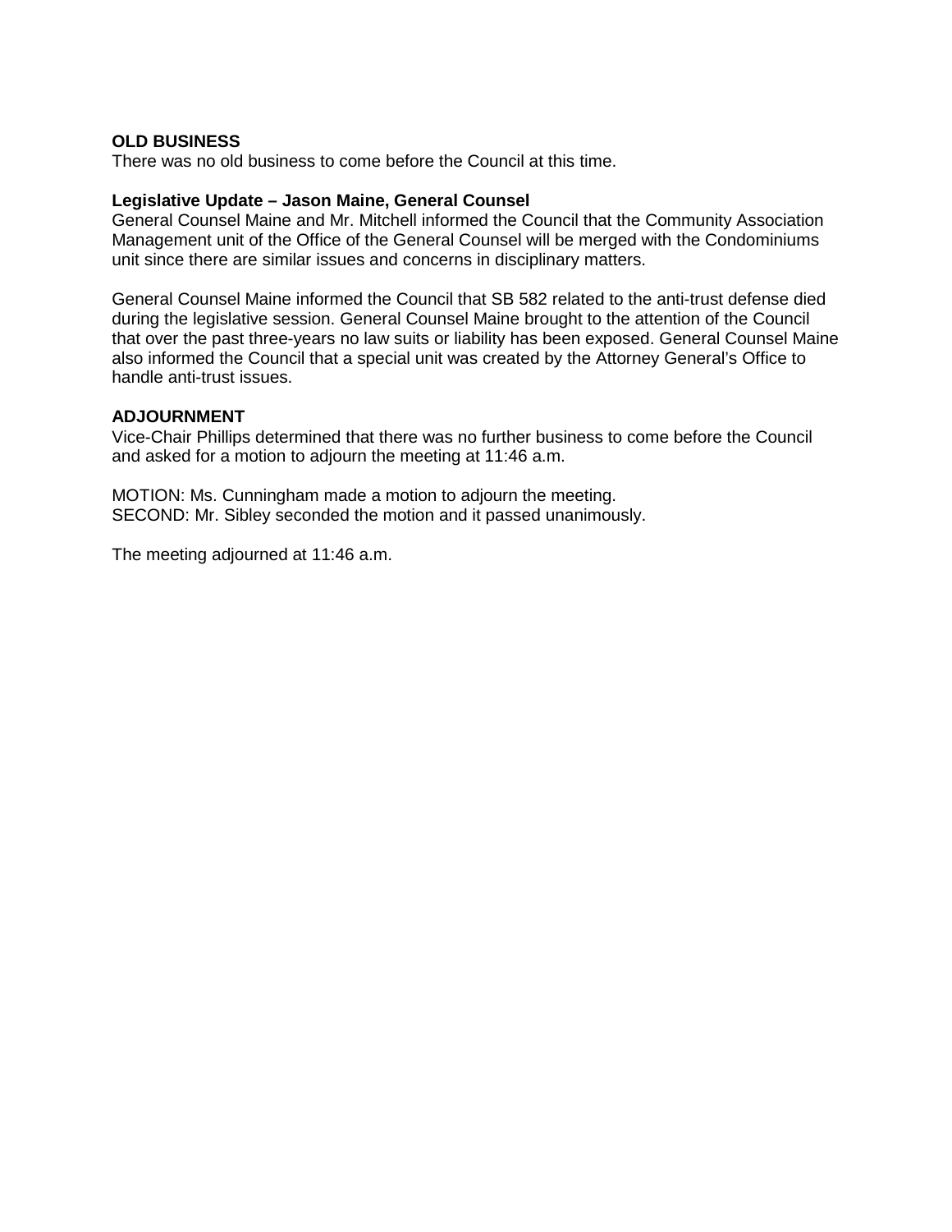**OLD BUSINESS**
There was no old business to come before the Council at this time.

**Legislative Update – Jason Maine, General Counsel**
General Counsel Maine and Mr. Mitchell informed the Council that the Community Association Management unit of the Office of the General Counsel will be merged with the Condominiums unit since there are similar issues and concerns in disciplinary matters.

General Counsel Maine informed the Council that SB 582 related to the anti-trust defense died during the legislative session. General Counsel Maine brought to the attention of the Council that over the past three-years no law suits or liability has been exposed. General Counsel Maine also informed the Council that a special unit was created by the Attorney General's Office to handle anti-trust issues.

**ADJOURNMENT**
Vice-Chair Phillips determined that there was no further business to come before the Council and asked for a motion to adjourn the meeting at 11:46 a.m.

MOTION: Ms. Cunningham made a motion to adjourn the meeting.
SECOND: Mr. Sibley seconded the motion and it passed unanimously.

The meeting adjourned at 11:46 a.m.